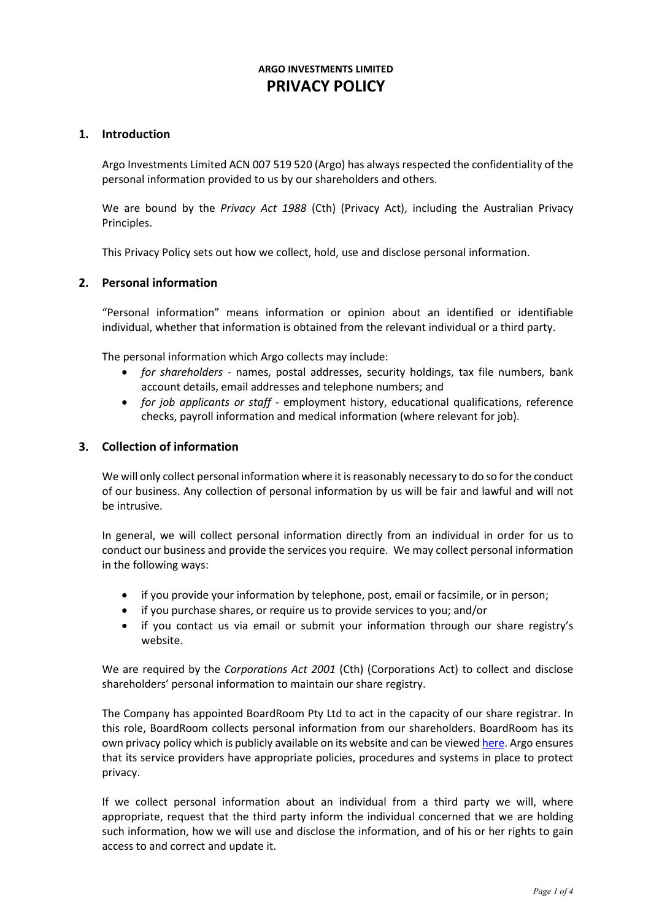**ARGO INVESTMENTS LIMITED**

# PRIVACY POLICY

## 1. Introduction

Argo Investments Limited ACN 007 519 520 (Argo) has always respected the confidentiality of the personal information provided to us by our shareholders and others.

We are bound by the *Privacy Act 1988* (Cth) (Privacy Act), including the Australian Privacy Principles.

This Privacy Policy sets out how we collect, hold, use and disclose personal information.

## 2. Personal information

"Personal information" means information or opinion about an identified or identifiable individual, whether that information is obtained from the relevant individual or a third party.

The personal information which Argo collects may include:

- *for shareholders* - names, postal addresses, security holdings, tax file numbers, bank account details, email addresses and telephone numbers; and
- *for job applicants or staff* - employment history, educational qualifications, reference checks, payroll information and medical information (where relevant for job).

## 3. Collection of information

We will only collect personal information where it is reasonably necessary to do so for the conduct of our business. Any collection of personal information by us will be fair and lawful and will not be intrusive.

In general, we will collect personal information directly from an individual in order for us to conduct our business and provide the services you require. We may collect personal information in the following ways:

- if you provide your information by telephone, post, email or facsimile, or in person;
- if you purchase shares, or require us to provide services to you; and/or
- if you contact us via email or submit your information through our share registry's website.

We are required by the *Corporations Act 2001* (Cth) (Corporations Act) to collect and disclose shareholders' personal information to maintain our share registry.

The Company has appointed BoardRoom Pty Ltd to act in the capacity of our share registrar. In this role, BoardRoom collects personal information from our shareholders. BoardRoom has its own privacy policy which is publicly available on its website and can be viewed here. Argo ensures that its service providers have appropriate policies, procedures and systems in place to protect privacy.

If we collect personal information about an individual from a third party we will, where appropriate, request that the third party inform the individual concerned that we are holding such information, how we will use and disclose the information, and of his or her rights to gain access to and correct and update it.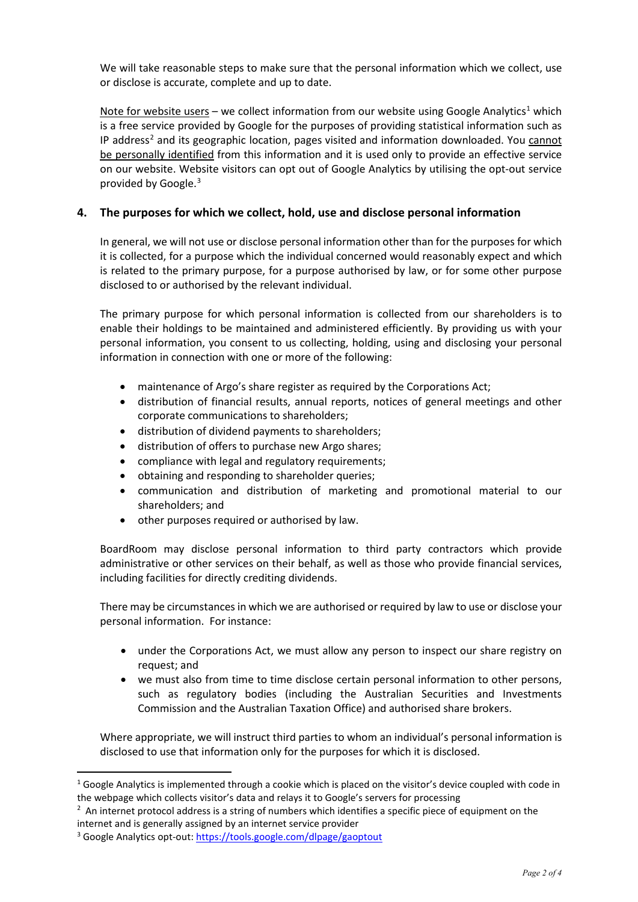We will take reasonable steps to make sure that the personal information which we collect, use or disclose is accurate, complete and up to date.

Note for website users – we collect information from our website using Google Analytics[1] which is a free service provided by Google for the purposes of providing statistical information such as IP address[2] and its geographic location, pages visited and information downloaded. You cannot be personally identified from this information and it is used only to provide an effective service on our website. Website visitors can opt out of Google Analytics by utilising the opt-out service provided by Google.[3]

## 4. The purposes for which we collect, hold, use and disclose personal information

In general, we will not use or disclose personal information other than for the purposes for which it is collected, for a purpose which the individual concerned would reasonably expect and which is related to the primary purpose, for a purpose authorised by law, or for some other purpose disclosed to or authorised by the relevant individual.

The primary purpose for which personal information is collected from our shareholders is to enable their holdings to be maintained and administered efficiently. By providing us with your personal information, you consent to us collecting, holding, using and disclosing your personal information in connection with one or more of the following:

- maintenance of Argo's share register as required by the Corporations Act;
- distribution of financial results, annual reports, notices of general meetings and other corporate communications to shareholders;
- distribution of dividend payments to shareholders;
- distribution of offers to purchase new Argo shares;
- compliance with legal and regulatory requirements;
- obtaining and responding to shareholder queries;
- communication and distribution of marketing and promotional material to our shareholders; and
- other purposes required or authorised by law.

BoardRoom may disclose personal information to third party contractors which provide administrative or other services on their behalf, as well as those who provide financial services, including facilities for directly crediting dividends.

There may be circumstances in which we are authorised or required by law to use or disclose your personal information. For instance:

- under the Corporations Act, we must allow any person to inspect our share registry on request; and
- we must also from time to time disclose certain personal information to other persons, such as regulatory bodies (including the Australian Securities and Investments Commission and the Australian Taxation Office) and authorised share brokers.

Where appropriate, we will instruct third parties to whom an individual's personal information is disclosed to use that information only for the purposes for which it is disclosed.

---

[1] Google Analytics is implemented through a cookie which is placed on the visitor's device coupled with code in the webpage which collects visitor's data and relays it to Google's servers for processing

[2] An internet protocol address is a string of numbers which identifies a specific piece of equipment on the internet and is generally assigned by an internet service provider

[3] Google Analytics opt-out: https://tools.google.com/dlpage/gaoptout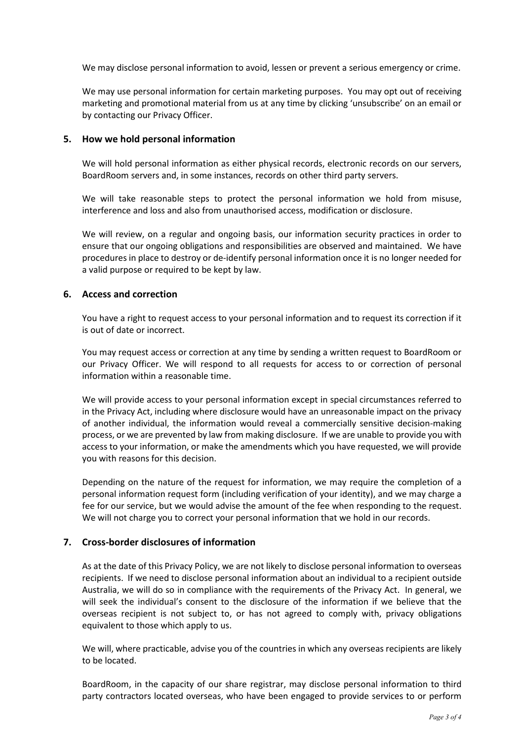We may disclose personal information to avoid, lessen or prevent a serious emergency or crime.

We may use personal information for certain marketing purposes. You may opt out of receiving marketing and promotional material from us at any time by clicking 'unsubscribe' on an email or by contacting our Privacy Officer.

## 5. How we hold personal information

We will hold personal information as either physical records, electronic records on our servers, BoardRoom servers and, in some instances, records on other third party servers.

We will take reasonable steps to protect the personal information we hold from misuse, interference and loss and also from unauthorised access, modification or disclosure.

We will review, on a regular and ongoing basis, our information security practices in order to ensure that our ongoing obligations and responsibilities are observed and maintained. We have procedures in place to destroy or de-identify personal information once it is no longer needed for a valid purpose or required to be kept by law.

## 6. Access and correction

You have a right to request access to your personal information and to request its correction if it is out of date or incorrect.

You may request access or correction at any time by sending a written request to BoardRoom or our Privacy Officer. We will respond to all requests for access to or correction of personal information within a reasonable time.

We will provide access to your personal information except in special circumstances referred to in the Privacy Act, including where disclosure would have an unreasonable impact on the privacy of another individual, the information would reveal a commercially sensitive decision-making process, or we are prevented by law from making disclosure. If we are unable to provide you with access to your information, or make the amendments which you have requested, we will provide you with reasons for this decision.

Depending on the nature of the request for information, we may require the completion of a personal information request form (including verification of your identity), and we may charge a fee for our service, but we would advise the amount of the fee when responding to the request. We will not charge you to correct your personal information that we hold in our records.

## 7. Cross-border disclosures of information

As at the date of this Privacy Policy, we are not likely to disclose personal information to overseas recipients. If we need to disclose personal information about an individual to a recipient outside Australia, we will do so in compliance with the requirements of the Privacy Act. In general, we will seek the individual's consent to the disclosure of the information if we believe that the overseas recipient is not subject to, or has not agreed to comply with, privacy obligations equivalent to those which apply to us.

We will, where practicable, advise you of the countries in which any overseas recipients are likely to be located.

BoardRoom, in the capacity of our share registrar, may disclose personal information to third party contractors located overseas, who have been engaged to provide services to or perform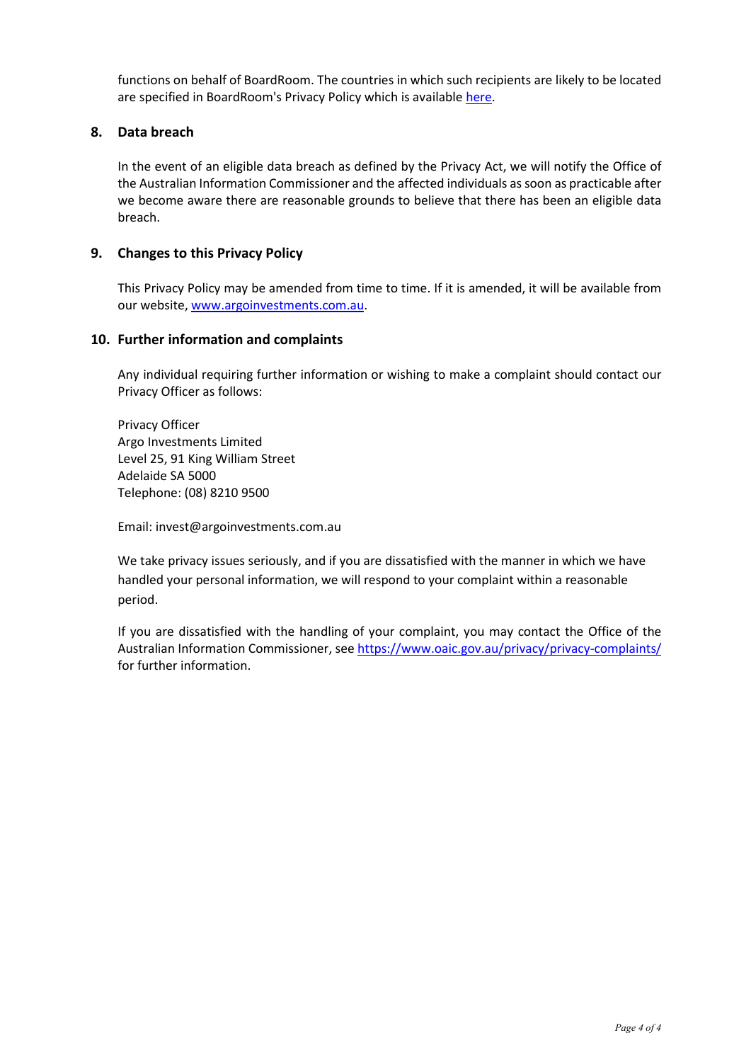functions on behalf of BoardRoom. The countries in which such recipients are likely to be located are specified in BoardRoom's Privacy Policy which is available [here](here).

## 8. Data breach

In the event of an eligible data breach as defined by the Privacy Act, we will notify the Office of the Australian Information Commissioner and the affected individuals as soon as practicable after we become aware there are reasonable grounds to believe that there has been an eligible data breach.

## 9. Changes to this Privacy Policy

This Privacy Policy may be amended from time to time. If it is amended, it will be available from our website, [www.argoinvestments.com.au](http://www.argoinvestments.com.au).

## 10. Further information and complaints

Any individual requiring further information or wishing to make a complaint should contact our Privacy Officer as follows:

Privacy Officer
Argo Investments Limited
Level 25, 91 King William Street
Adelaide SA 5000
Telephone: (08) 8210 9500

Email: invest@argoinvestments.com.au

We take privacy issues seriously, and if you are dissatisfied with the manner in which we have handled your personal information, we will respond to your complaint within a reasonable period.

If you are dissatisfied with the handling of your complaint, you may contact the Office of the Australian Information Commissioner, see [https://www.oaic.gov.au/privacy/privacy-complaints/](https://www.oaic.gov.au/privacy/privacy-complaints/) for further information.